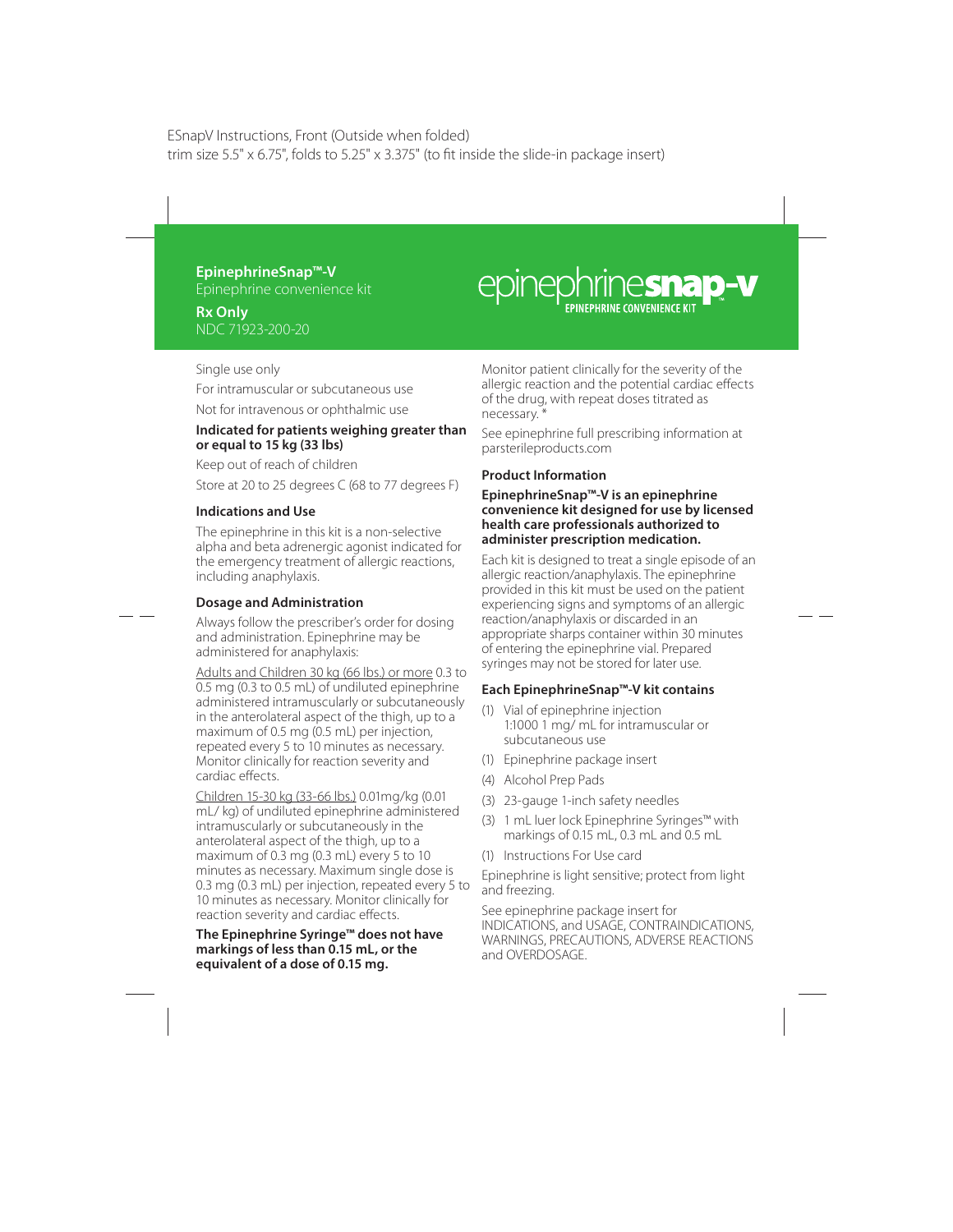ESnapV Instructions, Front (Outside when folded)
trim size 5.5" x 6.75", folds to 5.25" x 3.375" (to fit inside the slide-in package insert)

**EpinephrineSnap™-V**
Epinephrine convenience kit

**Rx Only**
NDC 71923-200-20

epinephrine**snap-v**
EPINEPHRINE CONVENIENCE KIT

Single use only

For intramuscular or subcutaneous use

Not for intravenous or ophthalmic use

**Indicated for patients weighing greater than or equal to 15 kg (33 lbs)**

Keep out of reach of children

Store at 20 to 25 degrees C (68 to 77 degrees F)

### Indications and Use

The epinephrine in this kit is a non-selective alpha and beta adrenergic agonist indicated for the emergency treatment of allergic reactions, including anaphylaxis.

### Dosage and Administration

Always follow the prescriber's order for dosing and administration. Epinephrine may be administered for anaphylaxis:

<u>Adults and Children 30 kg (66 lbs.) or more</u> 0.3 to 0.5 mg (0.3 to 0.5 mL) of undiluted epinephrine administered intramuscularly or subcutaneously in the anterolateral aspect of the thigh, up to a maximum of 0.5 mg (0.5 mL) per injection, repeated every 5 to 10 minutes as necessary. Monitor clinically for reaction severity and cardiac effects.

<u>Children 15-30 kg (33-66 lbs.)</u> 0.01mg/kg (0.01 mL/ kg) of undiluted epinephrine administered intramuscularly or subcutaneously in the anterolateral aspect of the thigh, up to a maximum of 0.3 mg (0.3 mL) every 5 to 10 minutes as necessary. Maximum single dose is 0.3 mg (0.3 mL) per injection, repeated every 5 to 10 minutes as necessary. Monitor clinically for reaction severity and cardiac effects.

**The Epinephrine Syringe™ does not have markings of less than 0.15 mL, or the equivalent of a dose of 0.15 mg.**

Monitor patient clinically for the severity of the allergic reaction and the potential cardiac effects of the drug, with repeat doses titrated as necessary. *

See epinephrine full prescribing information at parsterileproducts.com

### Product Information

**EpinephrineSnap™-V is an epinephrine convenience kit designed for use by licensed health care professionals authorized to administer prescription medication.**

Each kit is designed to treat a single episode of an allergic reaction/anaphylaxis. The epinephrine provided in this kit must be used on the patient experiencing signs and symptoms of an allergic reaction/anaphylaxis or discarded in an appropriate sharps container within 30 minutes of entering the epinephrine vial. Prepared syringes may not be stored for later use.

### Each EpinephrineSnap™-V kit contains

- (1) Vial of epinephrine injection 1:1000 1 mg/ mL for intramuscular or subcutaneous use
- (1) Epinephrine package insert
- (4) Alcohol Prep Pads
- (3) 23-gauge 1-inch safety needles
- (3) 1 mL luer lock Epinephrine Syringes™ with markings of 0.15 mL, 0.3 mL and 0.5 mL
- (1) Instructions For Use card

Epinephrine is light sensitive; protect from light and freezing.

See epinephrine package insert for INDICATIONS, and USAGE, CONTRAINDICATIONS, WARNINGS, PRECAUTIONS, ADVERSE REACTIONS and OVERDOSAGE.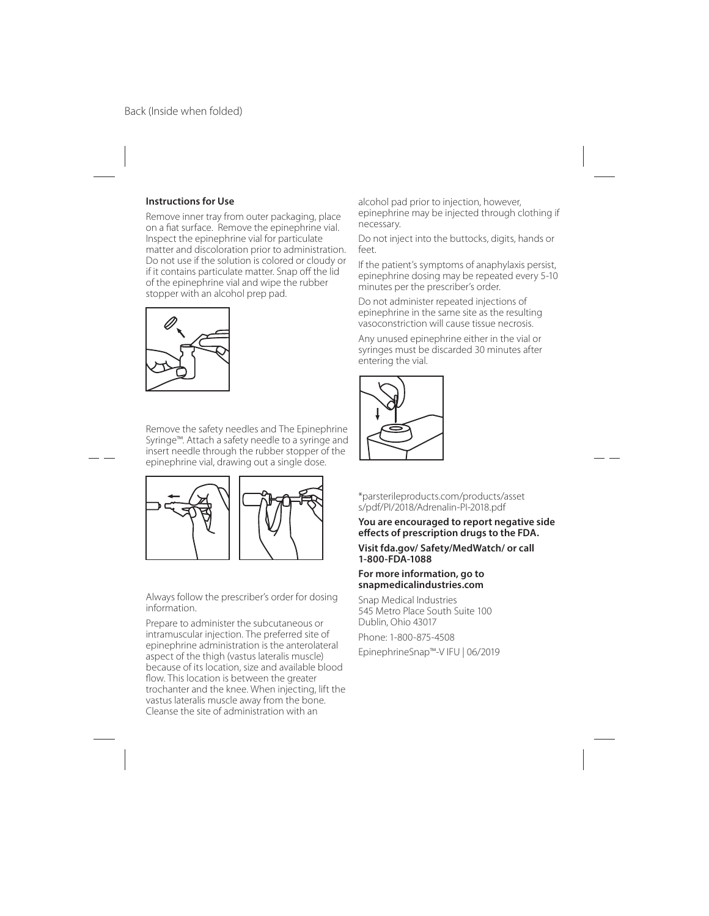Back (Inside when folded)

**Instructions for Use**

Remove inner tray from outer packaging, place on a flat surface. Remove the epinephrine vial. Inspect the epinephrine vial for particulate matter and discoloration prior to administration. Do not use if the solution is colored or cloudy or if it contains particulate matter. Snap off the lid of the epinephrine vial and wipe the rubber stopper with an alcohol prep pad.

Remove the safety needles and The Epinephrine Syringe™. Attach a safety needle to a syringe and insert needle through the rubber stopper of the epinephrine vial, drawing out a single dose.

Always follow the prescriber's order for dosing information.

Prepare to administer the subcutaneous or intramuscular injection. The preferred site of epinephrine administration is the anterolateral aspect of the thigh (vastus lateralis muscle) because of its location, size and available blood flow. This location is between the greater trochanter and the knee. When injecting, lift the vastus lateralis muscle away from the bone. Cleanse the site of administration with an alcohol pad prior to injection, however, epinephrine may be injected through clothing if necessary.

Do not inject into the buttocks, digits, hands or feet.

If the patient's symptoms of anaphylaxis persist, epinephrine dosing may be repeated every 5-10 minutes per the prescriber's order.

Do not administer repeated injections of epinephrine in the same site as the resulting vasoconstriction will cause tissue necrosis.

Any unused epinephrine either in the vial or syringes must be discarded 30 minutes after entering the vial.

*parsterileproducts.com/products/assets/pdf/PI/2018/Adrenalin-PI-2018.pdf

**You are encouraged to report negative side effects of prescription drugs to the FDA.**

**Visit fda.gov/ Safety/MedWatch/ or call 1-800-FDA-1088**

**For more information, go to snapmedicalindustries.com**

Snap Medical Industries
545 Metro Place South Suite 100
Dublin, Ohio 43017

Phone: 1-800-875-4508

EpinephrineSnap™-V IFU | 06/2019